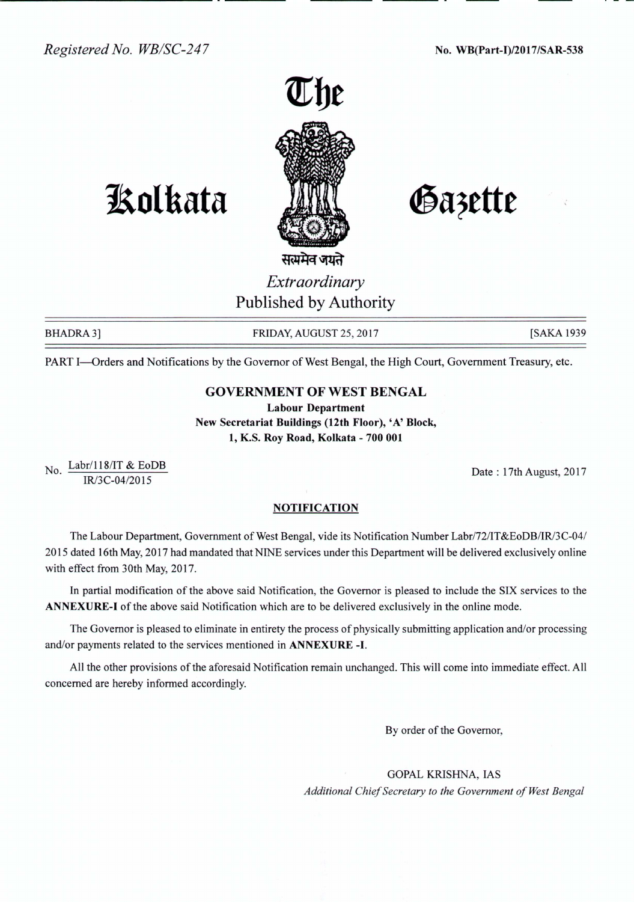Registered No. WB/SC-247

No. WB(Part-I)/2017/SAR-538

# The Kolkata Gazette

सत्यमेव जयते

*Extraordinary*

Published by Authority

BHADRA 3] FRIDAY, AUGUST 25, 2017 [SAKA 1939

PART I—Orders and Notifications by the Governor of West Bengal, the High Court, Government Treasury, etc.

## GOVERNMENT OF WEST BENGAL

**Labour Department**
**New Secretariat Buildings (12th Floor), 'A' Block,**
**1, K.S. Roy Road, Kolkata - 700 001**

No. Labr/118/IT & EoDB / IR/3C-04/2015

Date : 17th August, 2017

### NOTIFICATION

The Labour Department, Government of West Bengal, vide its Notification Number Labr/72/IT&EoDB/IR/3C-04/2015 dated 16th May, 2017 had mandated that NINE services under this Department will be delivered exclusively online with effect from 30th May, 2017.

In partial modification of the above said Notification, the Governor is pleased to include the SIX services to the **ANNEXURE-I** of the above said Notification which are to be delivered exclusively in the online mode.

The Governor is pleased to eliminate in entirety the process of physically submitting application and/or processing and/or payments related to the services mentioned in **ANNEXURE -I**.

All the other provisions of the aforesaid Notification remain unchanged. This will come into immediate effect. All concerned are hereby informed accordingly.

By order of the Governor,

GOPAL KRISHNA, IAS
*Additional Chief Secretary to the Government of West Bengal*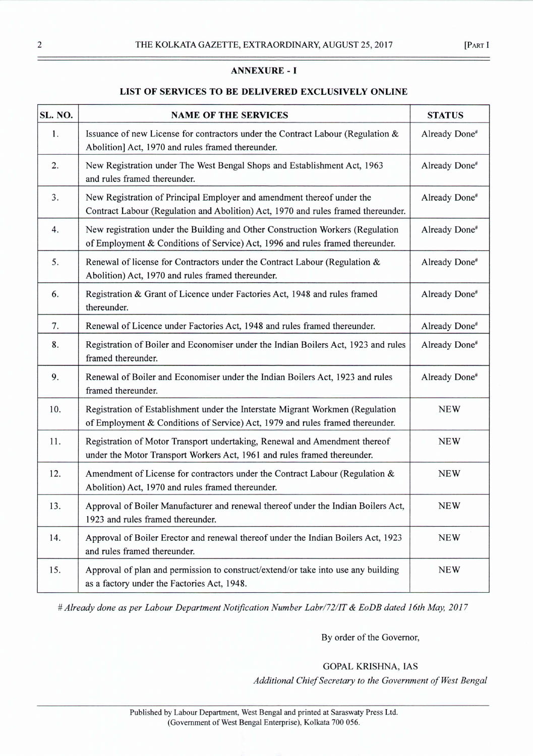## ANNEXURE - I

### LIST OF SERVICES TO BE DELIVERED EXCLUSIVELY ONLINE

| SL. NO. | NAME OF THE SERVICES | STATUS |
|---|---|---|
| 1. | Issuance of new License for contractors under the Contract Labour (Regulation & Abolition] Act, 1970 and rules framed thereunder. | Already Done# |
| 2. | New Registration under The West Bengal Shops and Establishment Act, 1963 and rules framed thereunder. | Already Done# |
| 3. | New Registration of Principal Employer and amendment thereof under the Contract Labour (Regulation and Abolition) Act, 1970 and rules framed thereunder. | Already Done# |
| 4. | New registration under the Building and Other Construction Workers (Regulation of Employment & Conditions of Service) Act, 1996 and rules framed thereunder. | Already Done# |
| 5. | Renewal of license for Contractors under the Contract Labour (Regulation & Abolition) Act, 1970 and rules framed thereunder. | Already Done# |
| 6. | Registration & Grant of Licence under Factories Act, 1948 and rules framed thereunder. | Already Done# |
| 7. | Renewal of Licence under Factories Act, 1948 and rules framed thereunder. | Already Done# |
| 8. | Registration of Boiler and Economiser under the Indian Boilers Act, 1923 and rules framed thereunder. | Already Done# |
| 9. | Renewal of Boiler and Economiser under the Indian Boilers Act, 1923 and rules framed thereunder. | Already Done# |
| 10. | Registration of Establishment under the Interstate Migrant Workmen (Regulation of Employment & Conditions of Service) Act, 1979 and rules framed thereunder. | NEW |
| 11. | Registration of Motor Transport undertaking, Renewal and Amendment thereof under the Motor Transport Workers Act, 1961 and rules framed thereunder. | NEW |
| 12. | Amendment of License for contractors under the Contract Labour (Regulation & Abolition) Act, 1970 and rules framed thereunder. | NEW |
| 13. | Approval of Boiler Manufacturer and renewal thereof under the Indian Boilers Act, 1923 and rules framed thereunder. | NEW |
| 14. | Approval of Boiler Erector and renewal thereof under the Indian Boilers Act, 1923 and rules framed thereunder. | NEW |
| 15. | Approval of plan and permission to construct/extend/or take into use any building as a factory under the Factories Act, 1948. | NEW |

*# Already done as per Labour Department Notification Number Labr/72/IT & EoDB dated 16th May, 2017*

By order of the Governor,

GOPAL KRISHNA, IAS
*Additional Chief Secretary to the Government of West Bengal*

Published by Labour Department, West Bengal and printed at Saraswaty Press Ltd.
(Government of West Bengal Enterprise), Kolkata 700 056.